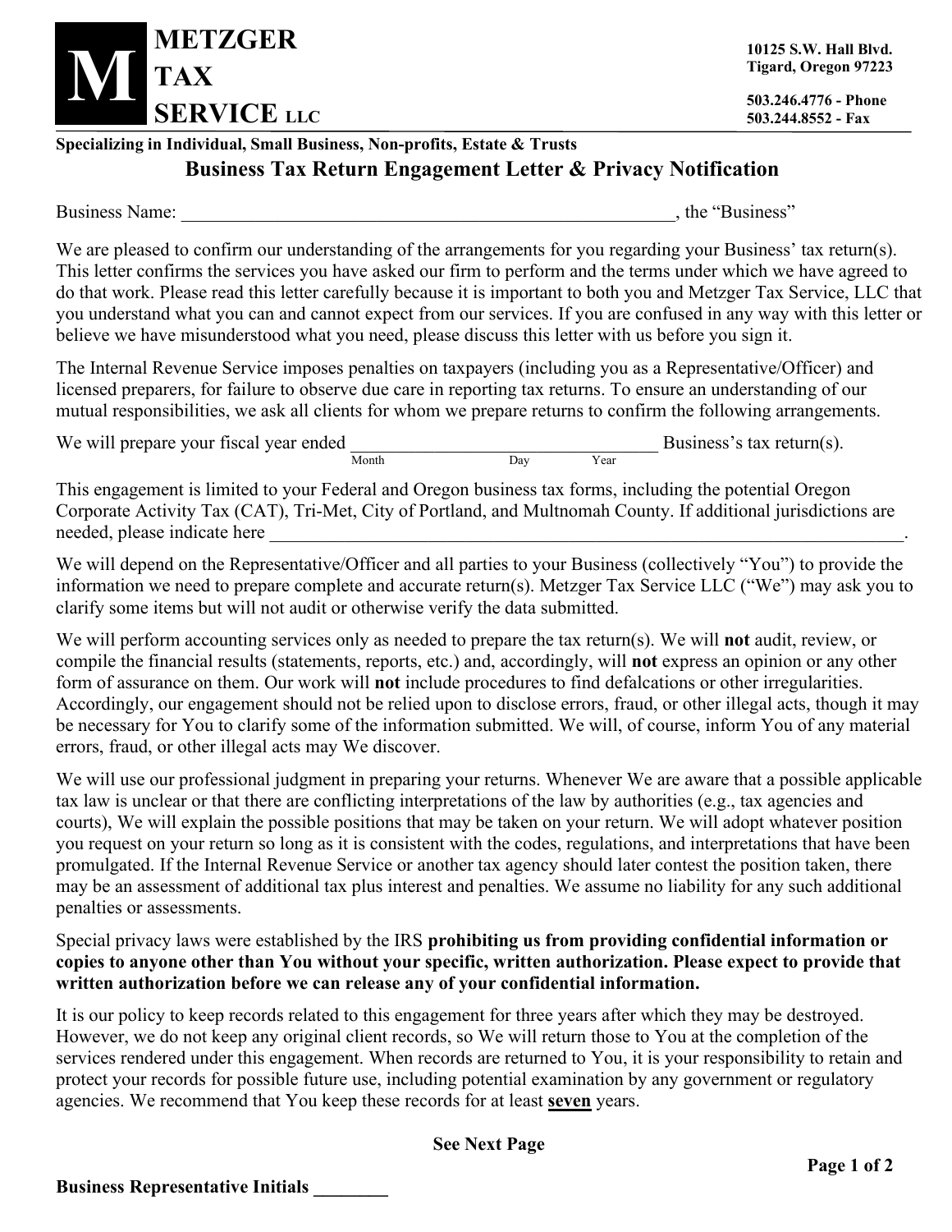# METZGER TAX SERVICE LLC

10125 S.W. Hall Blvd.
Tigard, Oregon 97223

503.246.4776 - Phone
503.244.8552 - Fax

**Specializing in Individual, Small Business, Non-profits, Estate & Trusts**

## Business Tax Return Engagement Letter & Privacy Notification

Business Name: _______________________________________________________, the "Business"

We are pleased to confirm our understanding of the arrangements for you regarding your Business' tax return(s). This letter confirms the services you have asked our firm to perform and the terms under which we have agreed to do that work. Please read this letter carefully because it is important to both you and Metzger Tax Service, LLC that you understand what you can and cannot expect from our services. If you are confused in any way with this letter or believe we have misunderstood what you need, please discuss this letter with us before you sign it.

The Internal Revenue Service imposes penalties on taxpayers (including you as a Representative/Officer) and licensed preparers, for failure to observe due care in reporting tax returns. To ensure an understanding of our mutual responsibilities, we ask all clients for whom we prepare returns to confirm the following arrangements.

We will prepare your fiscal year ended __________________________________ Business's tax return(s).
Month Day Year

This engagement is limited to your Federal and Oregon business tax forms, including the potential Oregon Corporate Activity Tax (CAT), Tri-Met, City of Portland, and Multnomah County. If additional jurisdictions are needed, please indicate here _________________________________________________________________________.

We will depend on the Representative/Officer and all parties to your Business (collectively "You") to provide the information we need to prepare complete and accurate return(s). Metzger Tax Service LLC ("We") may ask you to clarify some items but will not audit or otherwise verify the data submitted.

We will perform accounting services only as needed to prepare the tax return(s). We will **not** audit, review, or compile the financial results (statements, reports, etc.) and, accordingly, will **not** express an opinion or any other form of assurance on them. Our work will **not** include procedures to find defalcations or other irregularities. Accordingly, our engagement should not be relied upon to disclose errors, fraud, or other illegal acts, though it may be necessary for You to clarify some of the information submitted. We will, of course, inform You of any material errors, fraud, or other illegal acts may We discover.

We will use our professional judgment in preparing your returns. Whenever We are aware that a possible applicable tax law is unclear or that there are conflicting interpretations of the law by authorities (e.g., tax agencies and courts), We will explain the possible positions that may be taken on your return. We will adopt whatever position you request on your return so long as it is consistent with the codes, regulations, and interpretations that have been promulgated. If the Internal Revenue Service or another tax agency should later contest the position taken, there may be an assessment of additional tax plus interest and penalties. We assume no liability for any such additional penalties or assessments.

Special privacy laws were established by the IRS **prohibiting us from providing confidential information or copies to anyone other than You without your specific, written authorization. Please expect to provide that written authorization before we can release any of your confidential information.**

It is our policy to keep records related to this engagement for three years after which they may be destroyed. However, we do not keep any original client records, so We will return those to You at the completion of the services rendered under this engagement. When records are returned to You, it is your responsibility to retain and protect your records for possible future use, including potential examination by any government or regulatory agencies. We recommend that You keep these records for at least **<u>seven</u>** years.

**See Next Page**

**Business Representative Initials ________**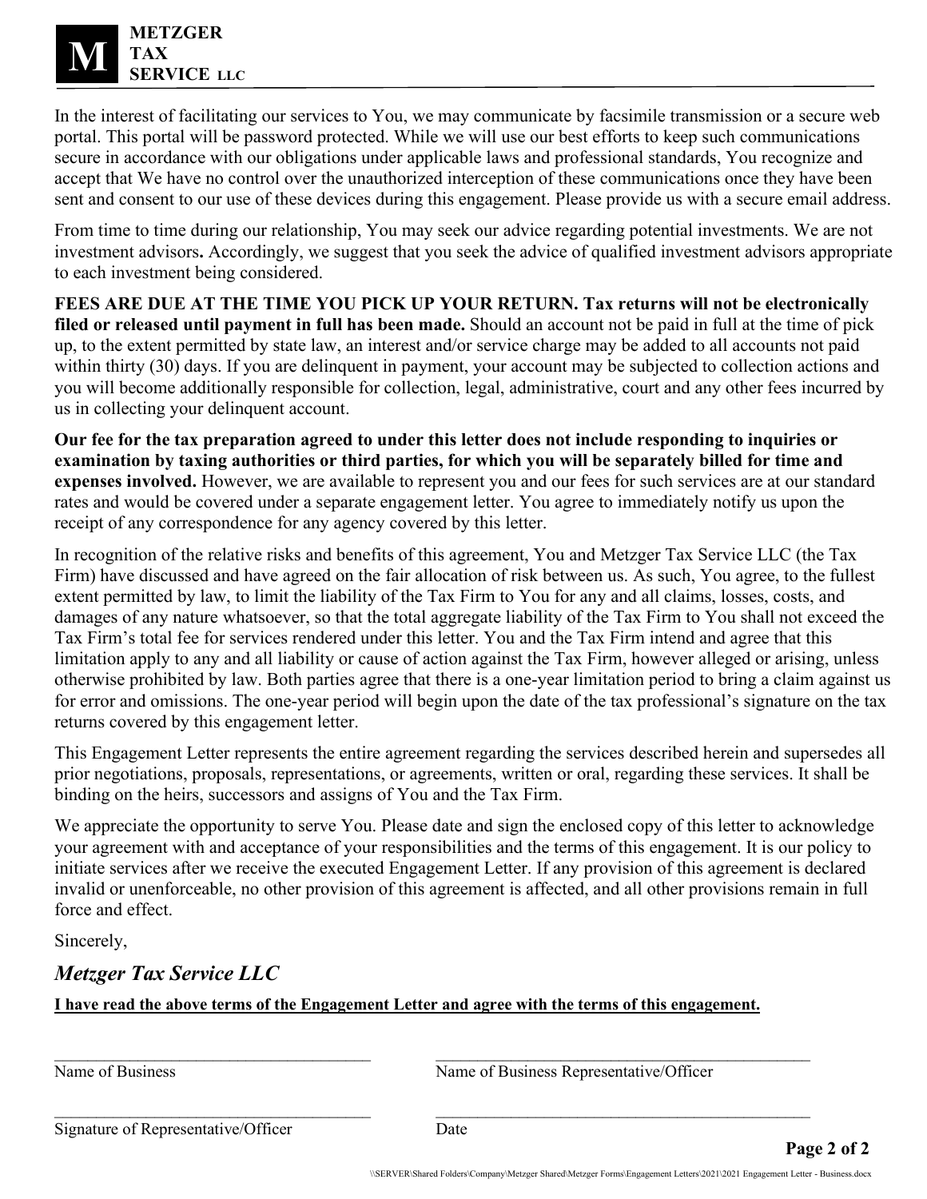In the interest of facilitating our services to You, we may communicate by facsimile transmission or a secure web portal. This portal will be password protected. While we will use our best efforts to keep such communications secure in accordance with our obligations under applicable laws and professional standards, You recognize and accept that We have no control over the unauthorized interception of these communications once they have been sent and consent to our use of these devices during this engagement. Please provide us with a secure email address.

From time to time during our relationship, You may seek our advice regarding potential investments. We are not investment advisors**.** Accordingly, we suggest that you seek the advice of qualified investment advisors appropriate to each investment being considered.

**FEES ARE DUE AT THE TIME YOU PICK UP YOUR RETURN. Tax returns will not be electronically filed or released until payment in full has been made.** Should an account not be paid in full at the time of pick up, to the extent permitted by state law, an interest and/or service charge may be added to all accounts not paid within thirty (30) days. If you are delinquent in payment, your account may be subjected to collection actions and you will become additionally responsible for collection, legal, administrative, court and any other fees incurred by us in collecting your delinquent account.

**Our fee for the tax preparation agreed to under this letter does not include responding to inquiries or examination by taxing authorities or third parties, for which you will be separately billed for time and expenses involved.** However, we are available to represent you and our fees for such services are at our standard rates and would be covered under a separate engagement letter. You agree to immediately notify us upon the receipt of any correspondence for any agency covered by this letter.

In recognition of the relative risks and benefits of this agreement, You and Metzger Tax Service LLC (the Tax Firm) have discussed and have agreed on the fair allocation of risk between us. As such, You agree, to the fullest extent permitted by law, to limit the liability of the Tax Firm to You for any and all claims, losses, costs, and damages of any nature whatsoever, so that the total aggregate liability of the Tax Firm to You shall not exceed the Tax Firm's total fee for services rendered under this letter. You and the Tax Firm intend and agree that this limitation apply to any and all liability or cause of action against the Tax Firm, however alleged or arising, unless otherwise prohibited by law. Both parties agree that there is a one-year limitation period to bring a claim against us for error and omissions. The one-year period will begin upon the date of the tax professional's signature on the tax returns covered by this engagement letter.

This Engagement Letter represents the entire agreement regarding the services described herein and supersedes all prior negotiations, proposals, representations, or agreements, written or oral, regarding these services. It shall be binding on the heirs, successors and assigns of You and the Tax Firm.

We appreciate the opportunity to serve You. Please date and sign the enclosed copy of this letter to acknowledge your agreement with and acceptance of your responsibilities and the terms of this engagement. It is our policy to initiate services after we receive the executed Engagement Letter. If any provision of this agreement is declared invalid or unenforceable, no other provision of this agreement is affected, and all other provisions remain in full force and effect.

Sincerely,

***Metzger Tax Service LLC***

**I have read the above terms of the Engagement Letter and agree with the terms of this engagement.**

\_\_\_\_\_\_\_\_\_\_\_\_\_\_\_\_\_\_\_\_\_\_\_\_\_\_\_\_\_\_\_\_\_\_\_\_\_\_\_\_ \_\_\_\_\_\_\_\_\_\_\_\_\_\_\_\_\_\_\_\_\_\_\_\_\_\_\_\_\_\_\_\_\_\_\_\_\_\_\_\_\_\_\_\_\_\_

Name of Business Name of Business Representative/Officer

\_\_\_\_\_\_\_\_\_\_\_\_\_\_\_\_\_\_\_\_\_\_\_\_\_\_\_\_\_\_\_\_\_\_\_\_\_\_\_\_ \_\_\_\_\_\_\_\_\_\_\_\_\_\_\_\_\_\_\_\_\_\_\_\_\_\_\_\_\_\_\_\_\_\_\_\_\_\_\_\_\_\_\_\_\_\_

Signature of Representative/Officer Date

\\SERVER\Shared Folders\Company\Metzger Shared\Metzger Forms\Engagement Letters\2021\2021 Engagement Letter - Business.docx